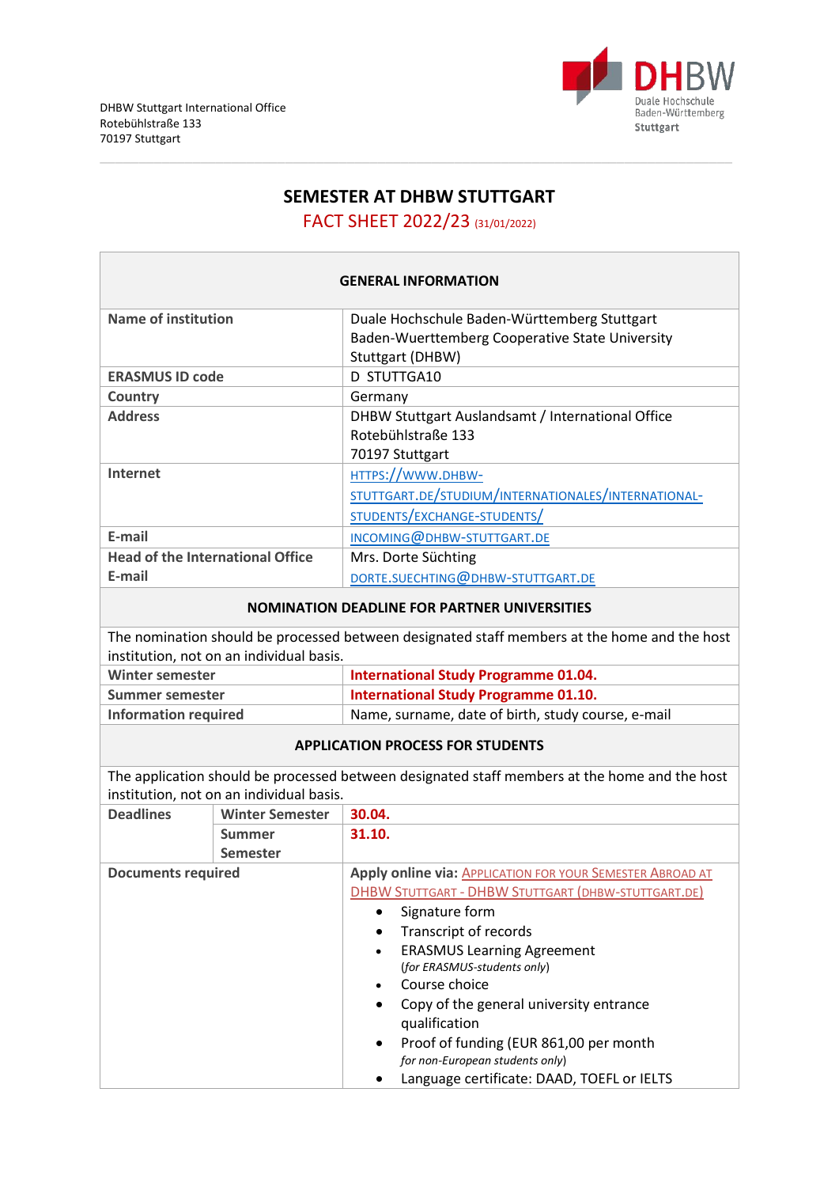DHBW Stuttgart International Office
Rotebühlstraße 133
70197 Stuttgart

DHBW Duale Hochschule Baden-Württemberg Stuttgart

# SEMESTER AT DHBW STUTTGART

## FACT SHEET 2022/23 (31/01/2022)

| GENERAL INFORMATION | |
|---|---|
| **Name of institution** | Duale Hochschule Baden-Württemberg Stuttgart Baden-Wuerttemberg Cooperative State University Stuttgart (DHBW) |
| **ERASMUS ID code** | D STUTTGA10 |
| **Country** | Germany |
| **Address** | DHBW Stuttgart Auslandsamt / International Office Rotebühlstraße 133 70197 Stuttgart |
| **Internet** | HTTPS://WWW.DHBW-STUTTGART.DE/STUDIUM/INTERNATIONALES/INTERNATIONAL-STUDENTS/EXCHANGE-STUDENTS/ |
| **E-mail** | INCOMING@DHBW-STUTTGART.DE |
| **Head of the International Office E-mail** | Mrs. Dorte Süchting DORTE.SUECHTING@DHBW-STUTTGART.DE |

| NOMINATION DEADLINE FOR PARTNER UNIVERSITIES | |
|---|---|
| The nomination should be processed between designated staff members at the home and the host institution, not on an individual basis. | |
| **Winter semester** | **International Study Programme 01.04.** |
| **Summer semester** | **International Study Programme 01.10.** |
| **Information required** | Name, surname, date of birth, study course, e-mail |

| APPLICATION PROCESS FOR STUDENTS | | |
|---|---|---|
| The application should be processed between designated staff members at the home and the host institution, not on an individual basis. | | |
| **Deadlines** | **Winter Semester** | **30.04.** |
| | **Summer Semester** | **31.10.** |
| **Documents required** | | **Apply online via:** Application for your Semester Abroad at DHBW Stuttgart - DHBW Stuttgart (dhbw-stuttgart.de)<br>• Signature form<br>• Transcript of records<br>• ERASMUS Learning Agreement (*for ERASMUS-students only*)<br>• Course choice<br>• Copy of the general university entrance qualification<br>• Proof of funding (EUR 861,00 per month *for non-European students only*)<br>• Language certificate: DAAD, TOEFL or IELTS |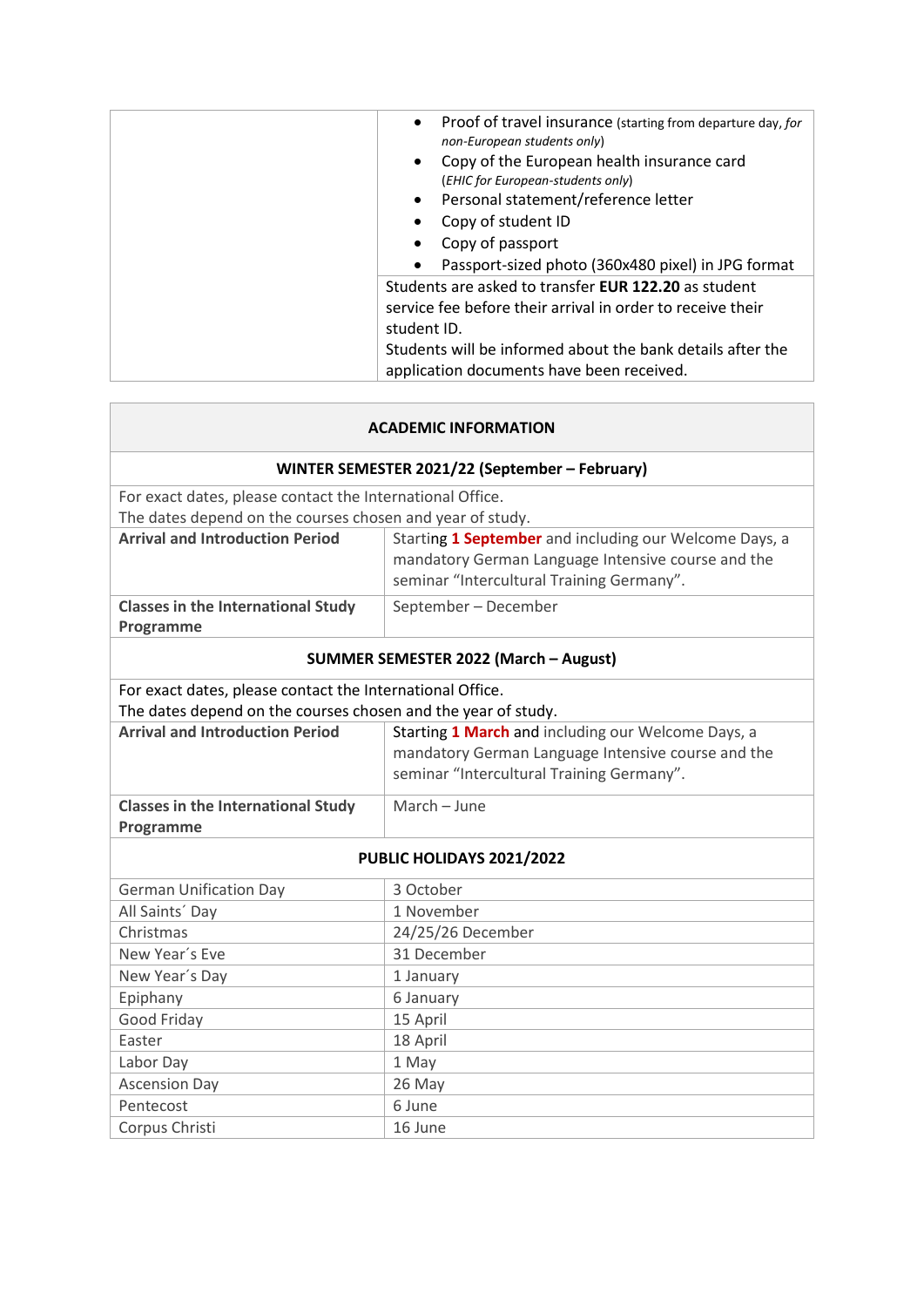| | |
|---|---|
| | • Proof of travel insurance (starting from departure day, *for non-European students only*)<br>• Copy of the European health insurance card (*EHIC for European-students only*)<br>• Personal statement/reference letter<br>• Copy of student ID<br>• Copy of passport<br>• Passport-sized photo (360x480 pixel) in JPG format |
| | Students are asked to transfer **EUR 122.20** as student service fee before their arrival in order to receive their student ID.<br>Students will be informed about the bank details after the application documents have been received. |

| **ACADEMIC INFORMATION** | |
|---|---|
| **WINTER SEMESTER 2021/22 (September – February)** | |
| For exact dates, please contact the International Office.<br>The dates depend on the courses chosen and year of study. | |
| **Arrival and Introduction Period** | Starting **1 September** and including our Welcome Days, a mandatory German Language Intensive course and the seminar "Intercultural Training Germany". |
| **Classes in the International Study Programme** | September – December |
| **SUMMER SEMESTER 2022 (March – August)** | |
| For exact dates, please contact the International Office.<br>The dates depend on the courses chosen and the year of study. | |
| **Arrival and Introduction Period** | Starting **1 March** and including our Welcome Days, a mandatory German Language Intensive course and the seminar "Intercultural Training Germany". |
| **Classes in the International Study Programme** | March – June |
| **PUBLIC HOLIDAYS 2021/2022** | |
| German Unification Day | 3 October |
| All Saints´ Day | 1 November |
| Christmas | 24/25/26 December |
| New Year´s Eve | 31 December |
| New Year´s Day | 1 January |
| Epiphany | 6 January |
| Good Friday | 15 April |
| Easter | 18 April |
| Labor Day | 1 May |
| Ascension Day | 26 May |
| Pentecost | 6 June |
| Corpus Christi | 16 June |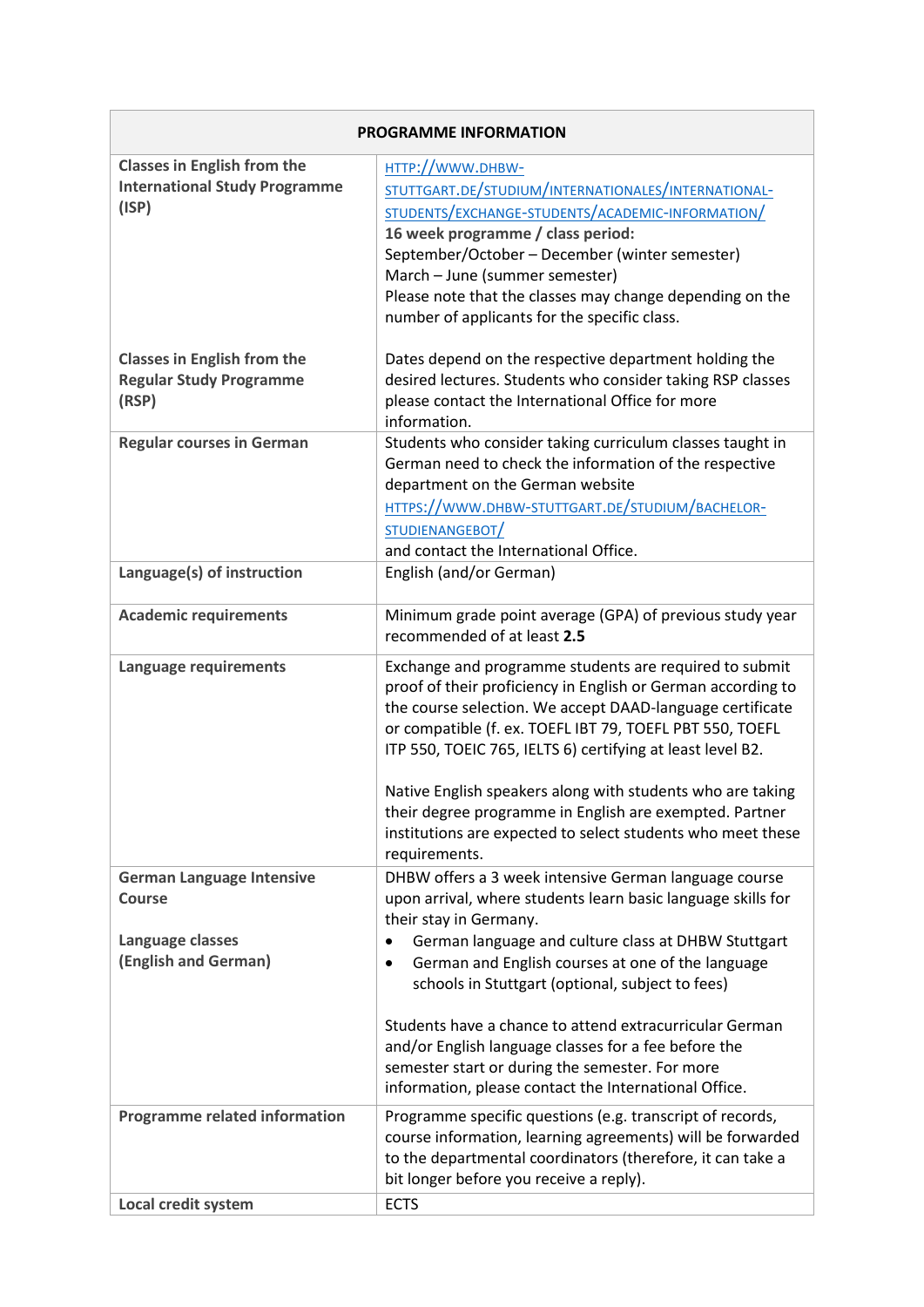| PROGRAMME INFORMATION | |
|---|---|
| **Classes in English from the International Study Programme (ISP)** | HTTP://WWW.DHBW-STUTTGART.DE/STUDIUM/INTERNATIONALES/INTERNATIONAL-STUDENTS/EXCHANGE-STUDENTS/ACADEMIC-INFORMATION/<br>**16 week programme / class period:**<br>September/October – December (winter semester)<br>March – June (summer semester)<br>Please note that the classes may change depending on the number of applicants for the specific class. |
| **Classes in English from the Regular Study Programme (RSP)** | Dates depend on the respective department holding the desired lectures. Students who consider taking RSP classes please contact the International Office for more information. |
| **Regular courses in German** | Students who consider taking curriculum classes taught in German need to check the information of the respective department on the German website HTTPS://WWW.DHBW-STUTTGART.DE/STUDIUM/BACHELOR-STUDIENANGEBOT/ and contact the International Office. |
| **Language(s) of instruction** | English (and/or German) |
| **Academic requirements** | Minimum grade point average (GPA) of previous study year recommended of at least **2.5** |
| **Language requirements** | Exchange and programme students are required to submit proof of their proficiency in English or German according to the course selection. We accept DAAD-language certificate or compatible (f. ex. TOEFL IBT 79, TOEFL PBT 550, TOEFL ITP 550, TOEIC 765, IELTS 6) certifying at least level B2.<br><br>Native English speakers along with students who are taking their degree programme in English are exempted. Partner institutions are expected to select students who meet these requirements. |
| **German Language Intensive Course**<br><br>**Language classes (English and German)** | DHBW offers a 3 week intensive German language course upon arrival, where students learn basic language skills for their stay in Germany.<br>• German language and culture class at DHBW Stuttgart<br>• German and English courses at one of the language schools in Stuttgart (optional, subject to fees)<br><br>Students have a chance to attend extracurricular German and/or English language classes for a fee before the semester start or during the semester. For more information, please contact the International Office. |
| **Programme related information** | Programme specific questions (e.g. transcript of records, course information, learning agreements) will be forwarded to the departmental coordinators (therefore, it can take a bit longer before you receive a reply). |
| **Local credit system** | ECTS |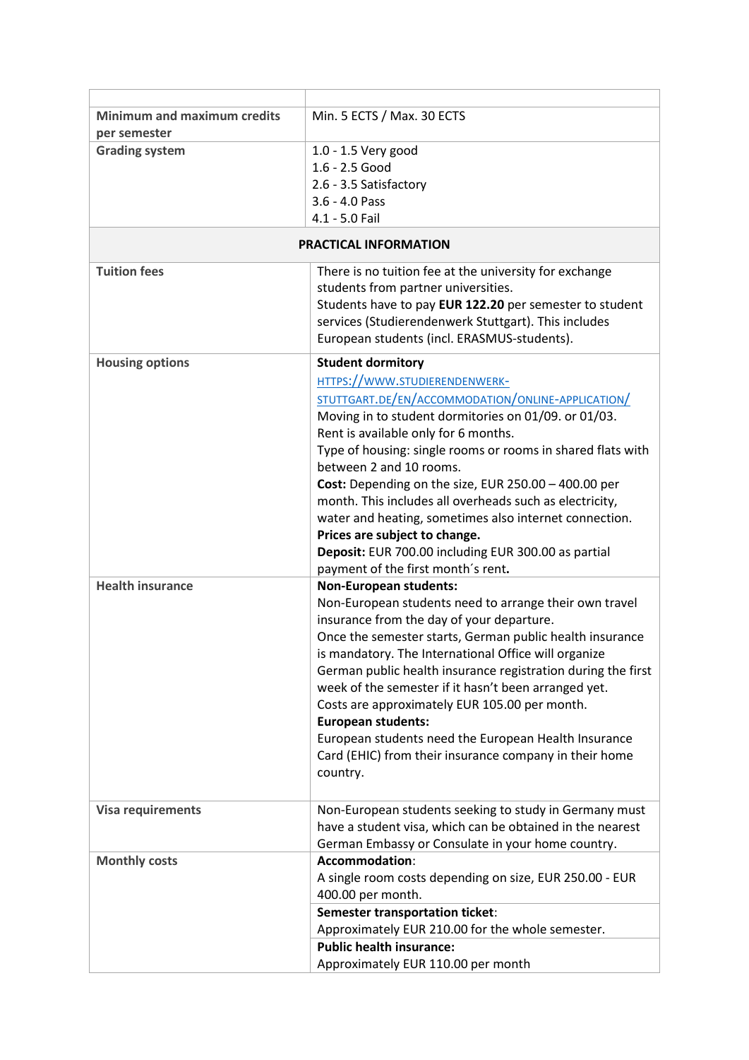| | |
|---|---|
| **Minimum and maximum credits per semester** | Min. 5 ECTS / Max. 30 ECTS |
| **Grading system** | 1.0 - 1.5 Very good<br>1.6 - 2.5 Good<br>2.6 - 3.5 Satisfactory<br>3.6 - 4.0 Pass<br>4.1 - 5.0 Fail |
| **PRACTICAL INFORMATION** | |
| **Tuition fees** | There is no tuition fee at the university for exchange students from partner universities.<br>Students have to pay **EUR 122.20** per semester to student services (Studierendenwerk Stuttgart). This includes European students (incl. ERASMUS-students). |
| **Housing options** | **Student dormitory**<br>HTTPS://WWW.STUDIERENDENWERK-STUTTGART.DE/EN/ACCOMMODATION/ONLINE-APPLICATION/<br>Moving in to student dormitories on 01/09. or 01/03.<br>Rent is available only for 6 months.<br>Type of housing: single rooms or rooms in shared flats with between 2 and 10 rooms.<br>**Cost:** Depending on the size, EUR 250.00 – 400.00 per month. This includes all overheads such as electricity, water and heating, sometimes also internet connection.<br>**Prices are subject to change.**<br>**Deposit:** EUR 700.00 including EUR 300.00 as partial payment of the first month´s rent**.** |
| **Health insurance** | **Non-European students:**<br>Non-European students need to arrange their own travel insurance from the day of your departure.<br>Once the semester starts, German public health insurance is mandatory. The International Office will organize German public health insurance registration during the first week of the semester if it hasn't been arranged yet.<br>Costs are approximately EUR 105.00 per month.<br>**European students:**<br>European students need the European Health Insurance Card (EHIC) from their insurance company in their home country. |
| **Visa requirements** | Non-European students seeking to study in Germany must have a student visa, which can be obtained in the nearest German Embassy or Consulate in your home country. |
| **Monthly costs** | **Accommodation**:<br>A single room costs depending on size, EUR 250.00 - EUR 400.00 per month.<br>**Semester transportation ticket**:<br>Approximately EUR 210.00 for the whole semester.<br>**Public health insurance:**<br>Approximately EUR 110.00 per month |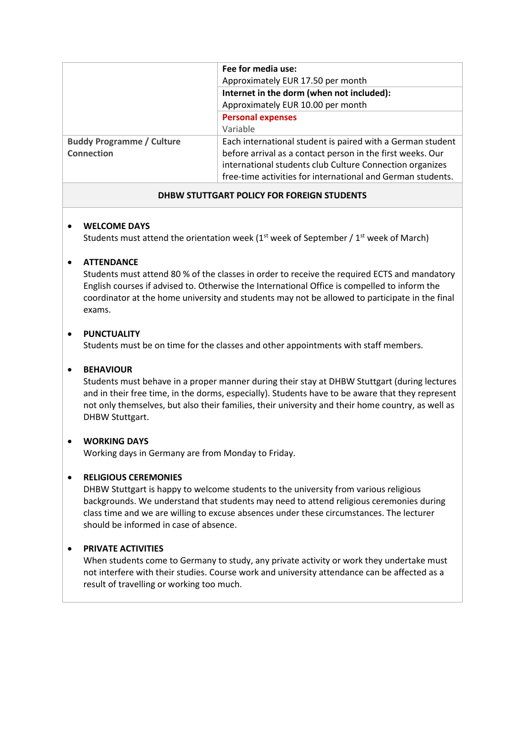| | |
|---|---|
| | **Fee for media use:** Approximately EUR 17.50 per month |
| | **Internet in the dorm (when not included):** Approximately EUR 10.00 per month |
| | **Personal expenses** Variable |
| **Buddy Programme / Culture Connection** | Each international student is paired with a German student before arrival as a contact person in the first weeks. Our international students club Culture Connection organizes free-time activities for international and German students. |

## DHBW STUTTGART POLICY FOR FOREIGN STUDENTS

- **WELCOME DAYS**
  Students must attend the orientation week (1st week of September / 1st week of March)

- **ATTENDANCE**
  Students must attend 80 % of the classes in order to receive the required ECTS and mandatory English courses if advised to. Otherwise the International Office is compelled to inform the coordinator at the home university and students may not be allowed to participate in the final exams.

- **PUNCTUALITY**
  Students must be on time for the classes and other appointments with staff members.

- **BEHAVIOUR**
  Students must behave in a proper manner during their stay at DHBW Stuttgart (during lectures and in their free time, in the dorms, especially). Students have to be aware that they represent not only themselves, but also their families, their university and their home country, as well as DHBW Stuttgart.

- **WORKING DAYS**
  Working days in Germany are from Monday to Friday.

- **RELIGIOUS CEREMONIES**
  DHBW Stuttgart is happy to welcome students to the university from various religious backgrounds. We understand that students may need to attend religious ceremonies during class time and we are willing to excuse absences under these circumstances. The lecturer should be informed in case of absence.

- **PRIVATE ACTIVITIES**
  When students come to Germany to study, any private activity or work they undertake must not interfere with their studies. Course work and university attendance can be affected as a result of travelling or working too much.